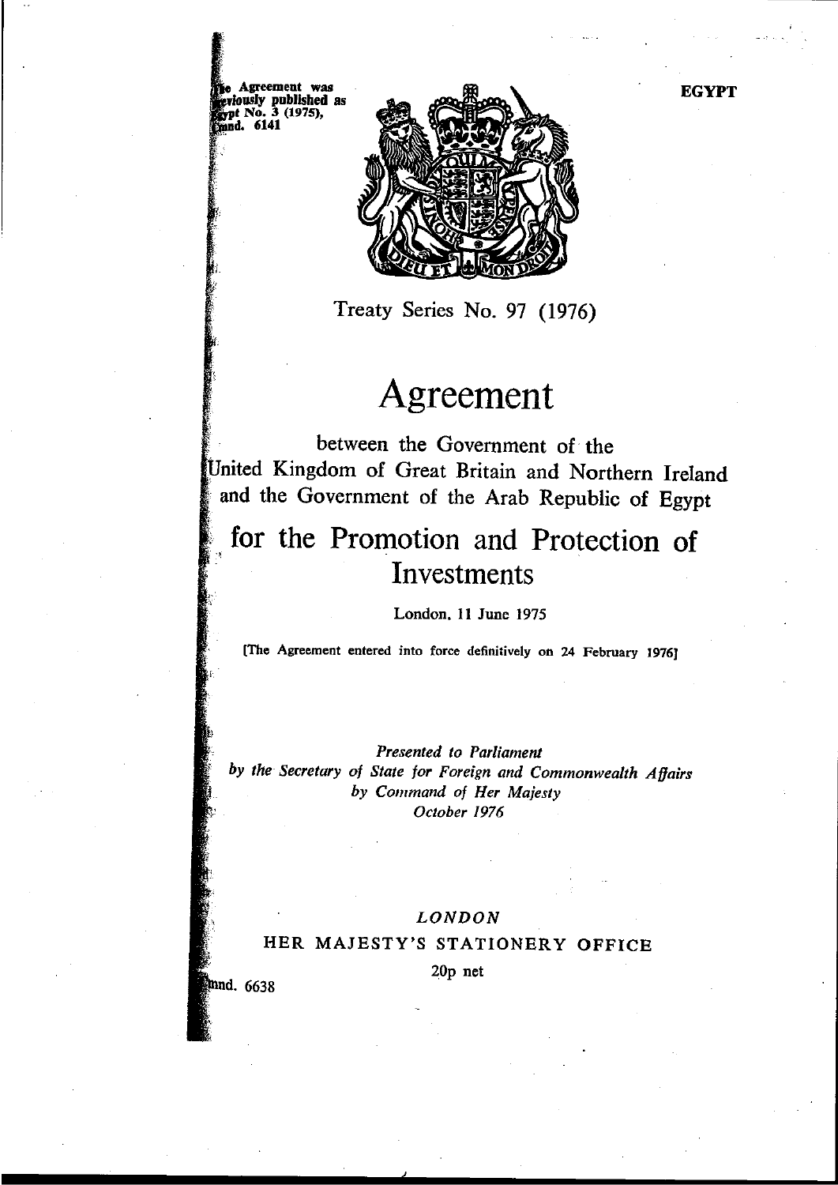The Agreement was previously published as Egypt No. 3 (1975), Cmnd. 6141

EGYPT

Treaty Series No. 97 (1976)

# Agreement

between the Government of the United Kingdom of Great Britain and Northern Ireland and the Government of the Arab Republic of Egypt

# for the Promotion and Protection of Investments

London, 11 June 1975

[The Agreement entered into force definitively on 24 February 1976]

*Presented to Parliament by the Secretary of State for Foreign and Commonwealth Affairs by Command of Her Majesty October 1976*

*LONDON*

HER MAJESTY'S STATIONERY OFFICE

20p net

Cmnd. 6638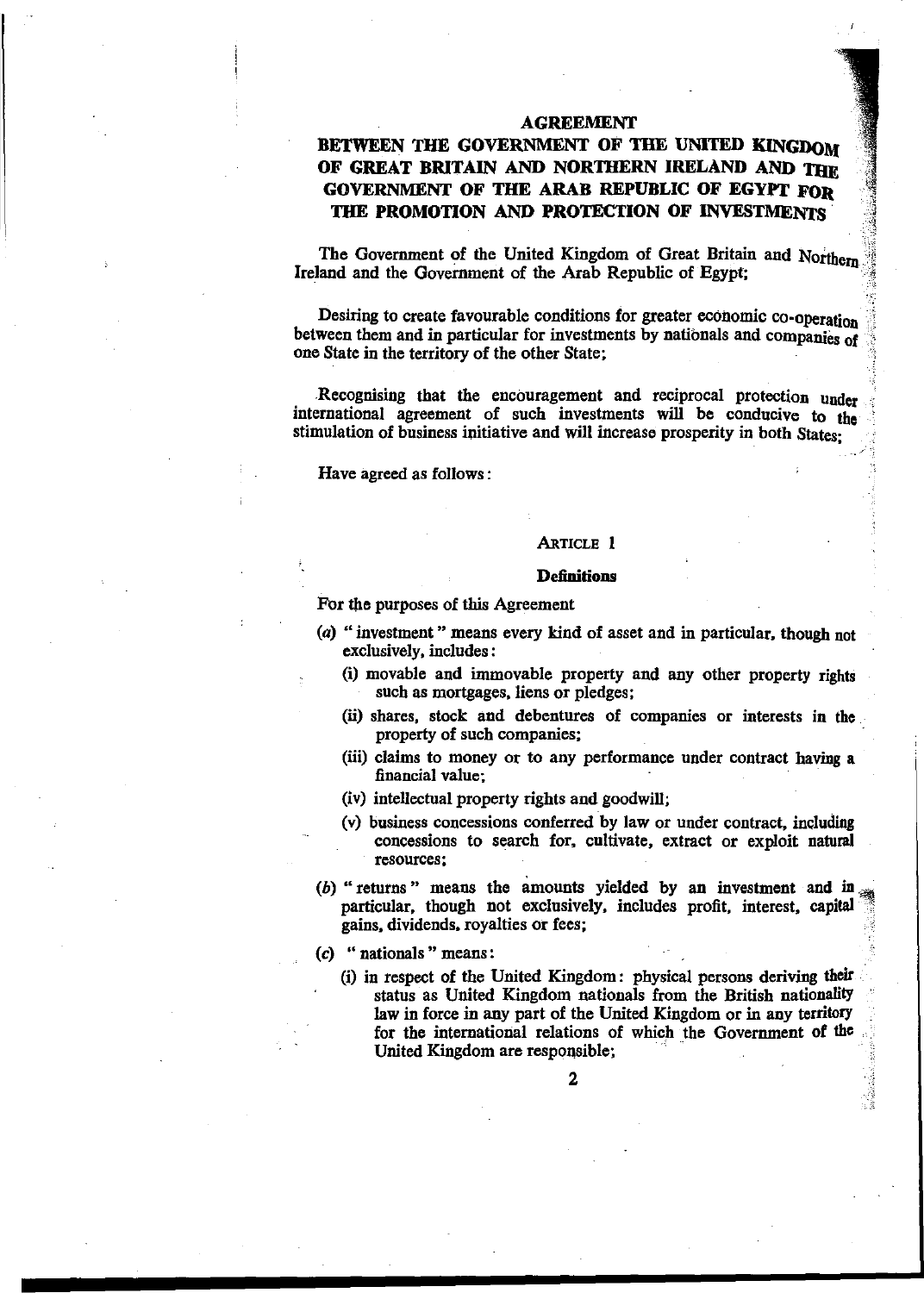# AGREEMENT

## BETWEEN THE GOVERNMENT OF THE UNITED KINGDOM OF GREAT BRITAIN AND NORTHERN IRELAND AND THE GOVERNMENT OF THE ARAB REPUBLIC OF EGYPT FOR THE PROMOTION AND PROTECTION OF INVESTMENTS

The Government of the United Kingdom of Great Britain and Northern Ireland and the Government of the Arab Republic of Egypt;

Desiring to create favourable conditions for greater economic co-operation between them and in particular for investments by nationals and companies of one State in the territory of the other State;

Recognising that the encouragement and reciprocal protection under international agreement of such investments will be conducive to the stimulation of business initiative and will increase prosperity in both States;

Have agreed as follows:

### ARTICLE 1

### Definitions

For the purposes of this Agreement

(*a*) " investment " means every kind of asset and in particular, though not exclusively, includes:

- (i) movable and immovable property and any other property rights such as mortgages, liens or pledges;
- (ii) shares, stock and debentures of companies or interests in the property of such companies;
- (iii) claims to money or to any performance under contract having a financial value;
- (iv) intellectual property rights and goodwill;
- (v) business concessions conferred by law or under contract, including concessions to search for, cultivate, extract or exploit natural resources;

(*b*) " returns " means the amounts yielded by an investment and in particular, though not exclusively, includes profit, interest, capital gains, dividends, royalties or fees;

(*c*) " nationals " means:

- (i) in respect of the United Kingdom: physical persons deriving their status as United Kingdom nationals from the British nationality law in force in any part of the United Kingdom or in any territory for the international relations of which the Government of the United Kingdom are responsible;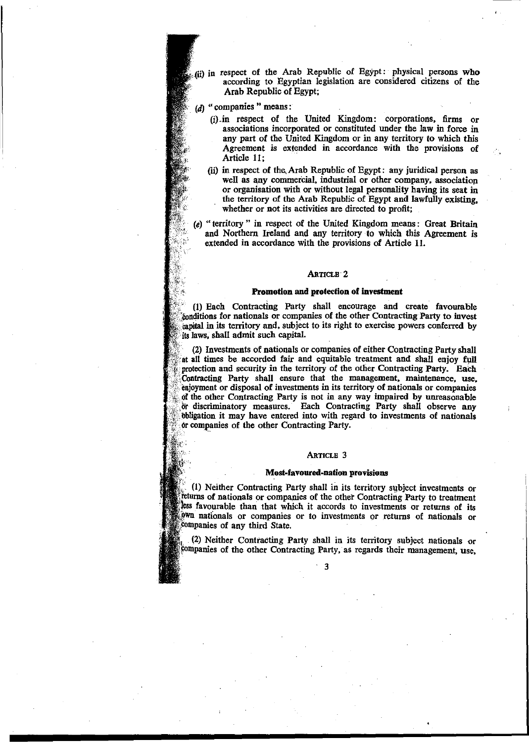(ii) in respect of the Arab Republic of Egypt: physical persons who according to Egyptian legislation are considered citizens of the Arab Republic of Egypt;

(*d*) " companies " means:

(i) in respect of the United Kingdom: corporations, firms or associations incorporated or constituted under the law in force in any part of the United Kingdom or in any territory to which this Agreement is extended in accordance with the provisions of Article 11;

(ii) in respect of the Arab Republic of Egypt: any juridical person as well as any commercial, industrial or other company, association or organisation with or without legal personality having its seat in the territory of the Arab Republic of Egypt and lawfully existing, whether or not its activities are directed to profit;

(*e*) " territory " in respect of the United Kingdom means: Great Britain and Northern Ireland and any territory to which this Agreement is extended in accordance with the provisions of Article 11.

## ARTICLE 2

### Promotion and protection of investment

(1) Each Contracting Party shall encourage and create favourable conditions for nationals or companies of the other Contracting Party to invest capital in its territory and, subject to its right to exercise powers conferred by its laws, shall admit such capital.

(2) Investments of nationals or companies of either Contracting Party shall at all times be accorded fair and equitable treatment and shall enjoy full protection and security in the territory of the other Contracting Party. Each Contracting Party shall ensure that the management, maintenance, use, enjoyment or disposal of investments in its territory of nationals or companies of the other Contracting Party is not in any way impaired by unreasonable or discriminatory measures. Each Contracting Party shall observe any obligation it may have entered into with regard to investments of nationals or companies of the other Contracting Party.

## ARTICLE 3

### Most-favoured-nation provisions

(1) Neither Contracting Party shall in its territory subject investments or returns of nationals or companies of the other Contracting Party to treatment less favourable than that which it accords to investments or returns of its own nationals or companies or to investments or returns of nationals or companies of any third State.

(2) Neither Contracting Party shall in its territory subject nationals or companies of the other Contracting Party, as regards their management, use,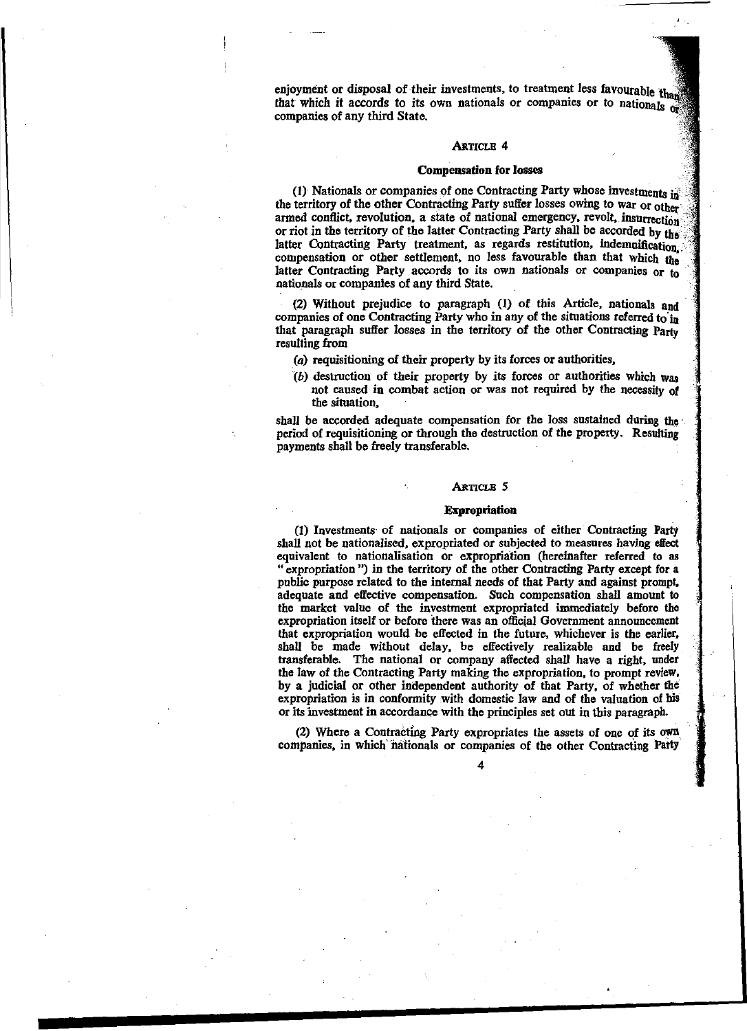enjoyment or disposal of their investments, to treatment less favourable than that which it accords to its own nationals or companies or to nationals or companies of any third State.

## ARTICLE 4

### Compensation for losses

(1) Nationals or companies of one Contracting Party whose investments in the territory of the other Contracting Party suffer losses owing to war or other armed conflict, revolution, a state of national emergency, revolt, insurrection or riot in the territory of the latter Contracting Party shall be accorded by the latter Contracting Party treatment, as regards restitution, indemnification, compensation or other settlement, no less favourable than that which the latter Contracting Party accords to its own nationals or companies or to nationals or companies of any third State.

(2) Without prejudice to paragraph (1) of this Article, nationals and companies of one Contracting Party who in any of the situations referred to in that paragraph suffer losses in the territory of the other Contracting Party resulting from

(*a*) requisitioning of their property by its forces or authorities,

(*b*) destruction of their property by its forces or authorities which was not caused in combat action or was not required by the necessity of the situation,

shall be accorded adequate compensation for the loss sustained during the period of requisitioning or through the destruction of the property. Resulting payments shall be freely transferable.

## ARTICLE 5

### Expropriation

(1) Investments of nationals or companies of either Contracting Party shall not be nationalised, expropriated or subjected to measures having effect equivalent to nationalisation or expropriation (hereinafter referred to as "expropriation") in the territory of the other Contracting Party except for a public purpose related to the internal needs of that Party and against prompt, adequate and effective compensation. Such compensation shall amount to the market value of the investment expropriated immediately before the expropriation itself or before there was an official Government announcement that expropriation would be effected in the future, whichever is the earlier, shall be made without delay, be effectively realizable and be freely transferable. The national or company affected shall have a right, under the law of the Contracting Party making the expropriation, to prompt review, by a judicial or other independent authority of that Party, of whether the expropriation is in conformity with domestic law and of the valuation of his or its investment in accordance with the principles set out in this paragraph.

(2) Where a Contracting Party expropriates the assets of one of its own companies, in which nationals or companies of the other Contracting Party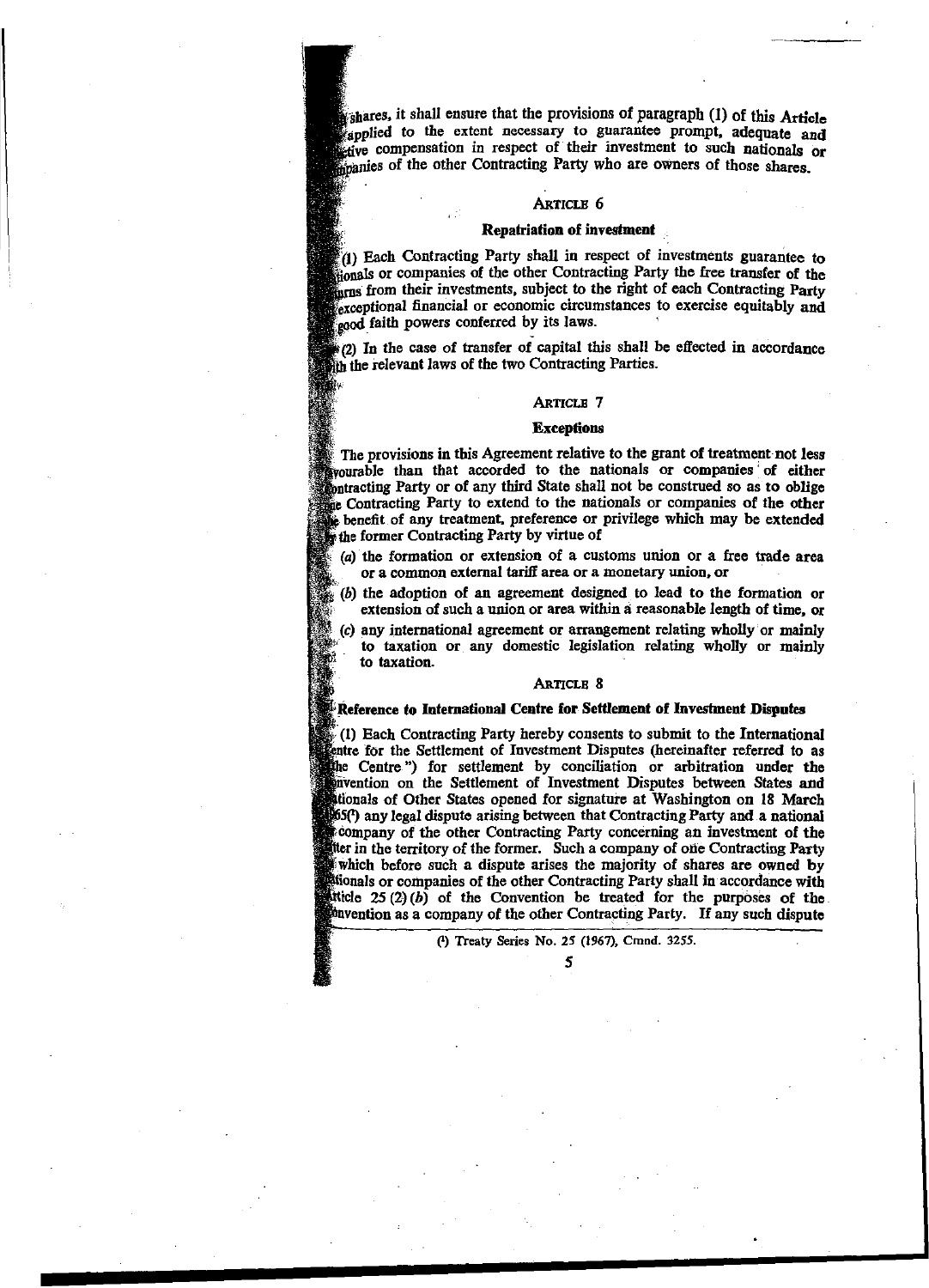shares, it shall ensure that the provisions of paragraph (1) of this Article applied to the extent necessary to guarantee prompt, adequate and ctive compensation in respect of their investment to such nationals or panies of the other Contracting Party who are owners of those shares.

### ARTICLE 6

### Repatriation of investment

(1) Each Contracting Party shall in respect of investments guarantee to ionals or companies of the other Contracting Party the free transfer of the urns from their investments, subject to the right of each Contracting Party exceptional financial or economic circumstances to exercise equitably and good faith powers conferred by its laws.

(2) In the case of transfer of capital this shall be effected in accordance ith the relevant laws of the two Contracting Parties.

### ARTICLE 7

### Exceptions

The provisions in this Agreement relative to the grant of treatment not less vourable than that accorded to the nationals or companies of either ntracting Party or of any third State shall not be construed so as to oblige e Contracting Party to extend to the nationals or companies of the other e benefit of any treatment, preference or privilege which may be extended the former Contracting Party by virtue of

(*a*) the formation or extension of a customs union or a free trade area or a common external tariff area or a monetary union, or

(*b*) the adoption of an agreement designed to lead to the formation or extension of such a union or area within a reasonable length of time, or

(*c*) any international agreement or arrangement relating wholly or mainly to taxation or any domestic legislation relating wholly or mainly to taxation.

### ARTICLE 8

### Reference to International Centre for Settlement of Investment Disputes

(1) Each Contracting Party hereby consents to submit to the International entre for the Settlement of Investment Disputes (hereinafter referred to as he Centre") for settlement by conciliation or arbitration under the nvention on the Settlement of Investment Disputes between States and tionals of Other States opened for signature at Washington on 18 March 65[1] any legal dispute arising between that Contracting Party and a national company of the other Contracting Party concerning an investment of the tter in the territory of the former. Such a company of one Contracting Party which before such a dispute arises the majority of shares are owned by tionals or companies of the other Contracting Party shall in accordance with rticle 25 (2) (*b*) of the Convention be treated for the purposes of the nvention as a company of the other Contracting Party. If any such dispute

[1] Treaty Series No. 25 (1967), Cmnd. 3255.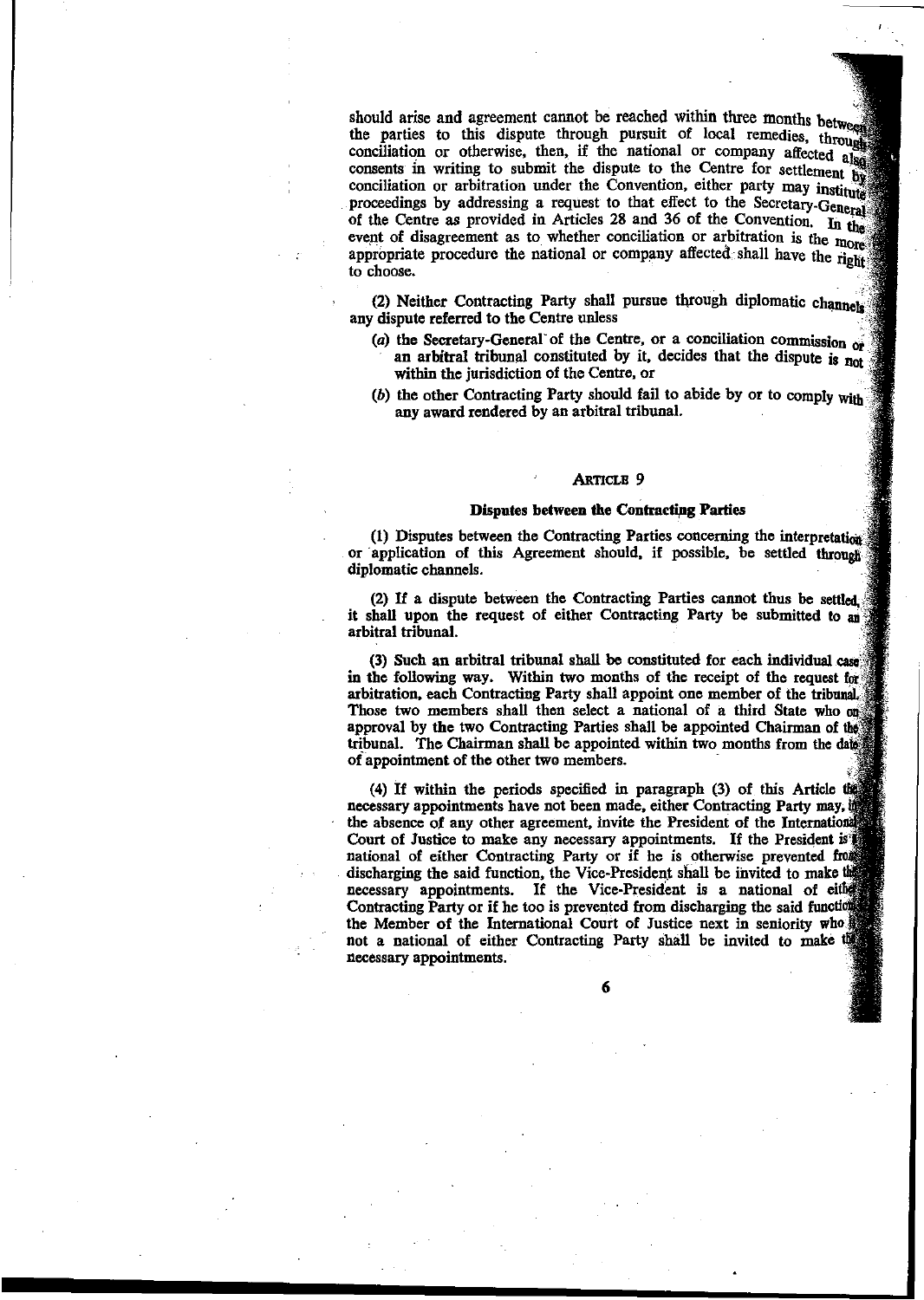should arise and agreement cannot be reached within three months between the parties to this dispute through pursuit of local remedies, through conciliation or otherwise, then, if the national or company affected also consents in writing to submit the dispute to the Centre for settlement by conciliation or arbitration under the Convention, either party may institute proceedings by addressing a request to that effect to the Secretary-General of the Centre as provided in Articles 28 and 36 of the Convention. In the event of disagreement as to whether conciliation or arbitration is the more appropriate procedure the national or company affected shall have the right to choose.

(2) Neither Contracting Party shall pursue through diplomatic channels any dispute referred to the Centre unless

(*a*) the Secretary-General of the Centre, or a conciliation commission or an arbitral tribunal constituted by it, decides that the dispute is not within the jurisdiction of the Centre, or

(*b*) the other Contracting Party should fail to abide by or to comply with any award rendered by an arbitral tribunal.

## Article 9

### Disputes between the Contracting Parties

(1) Disputes between the Contracting Parties concerning the interpretation or application of this Agreement should, if possible, be settled through diplomatic channels.

(2) If a dispute between the Contracting Parties cannot thus be settled, it shall upon the request of either Contracting Party be submitted to an arbitral tribunal.

(3) Such an arbitral tribunal shall be constituted for each individual case in the following way. Within two months of the receipt of the request for arbitration, each Contracting Party shall appoint one member of the tribunal. Those two members shall then select a national of a third State who on approval by the two Contracting Parties shall be appointed Chairman of the tribunal. The Chairman shall be appointed within two months from the date of appointment of the other two members.

(4) If within the periods specified in paragraph (3) of this Article the necessary appointments have not been made, either Contracting Party may, in the absence of any other agreement, invite the President of the International Court of Justice to make any necessary appointments. If the President is a national of either Contracting Party or if he is otherwise prevented from discharging the said function, the Vice-President shall be invited to make the necessary appointments. If the Vice-President is a national of either Contracting Party or if he too is prevented from discharging the said function, the Member of the International Court of Justice next in seniority who is not a national of either Contracting Party shall be invited to make the necessary appointments.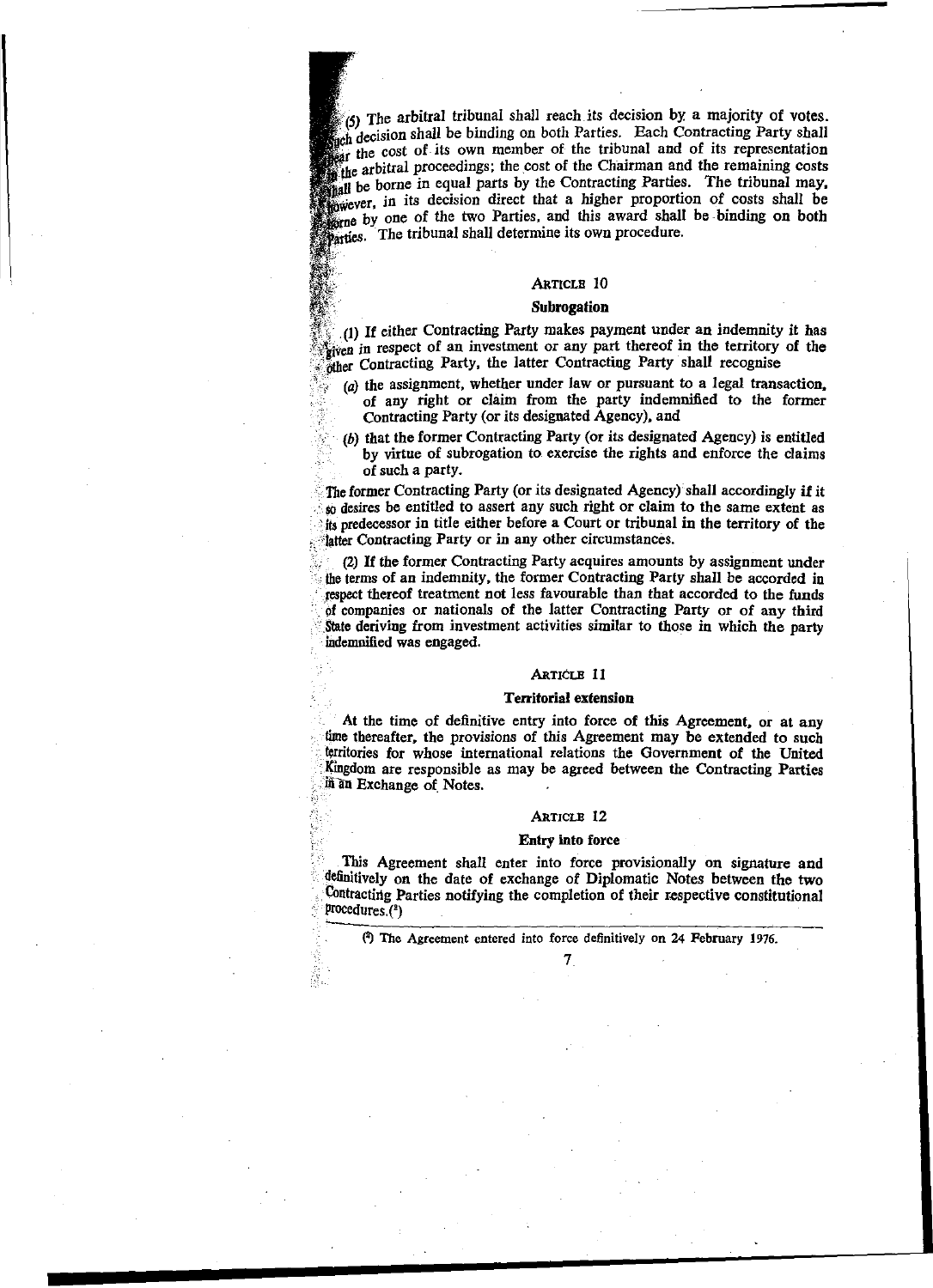(5) The arbitral tribunal shall reach its decision by a majority of votes. Such decision shall be binding on both Parties. Each Contracting Party shall bear the cost of its own member of the tribunal and of its representation in the arbitral proceedings; the cost of the Chairman and the remaining costs shall be borne in equal parts by the Contracting Parties. The tribunal may, however, in its decision direct that a higher proportion of costs shall be borne by one of the two Parties, and this award shall be binding on both Parties. The tribunal shall determine its own procedure.

### Article 10

#### Subrogation

(1) If either Contracting Party makes payment under an indemnity it has given in respect of an investment or any part thereof in the territory of the other Contracting Party, the latter Contracting Party shall recognise

- (a) the assignment, whether under law or pursuant to a legal transaction, of any right or claim from the party indemnified to the former Contracting Party (or its designated Agency), and
- (b) that the former Contracting Party (or its designated Agency) is entitled by virtue of subrogation to exercise the rights and enforce the claims of such a party.

The former Contracting Party (or its designated Agency) shall accordingly if it so desires be entitled to assert any such right or claim to the same extent as its predecessor in title either before a Court or tribunal in the territory of the latter Contracting Party or in any other circumstances.

(2) If the former Contracting Party acquires amounts by assignment under the terms of an indemnity, the former Contracting Party shall be accorded in respect thereof treatment not less favourable than that accorded to the funds of companies or nationals of the latter Contracting Party or of any third State deriving from investment activities similar to those in which the party indemnified was engaged.

### Article 11

#### Territorial extension

At the time of definitive entry into force of this Agreement, or at any time thereafter, the provisions of this Agreement may be extended to such territories for whose international relations the Government of the United Kingdom are responsible as may be agreed between the Contracting Parties in an Exchange of Notes.

### Article 12

#### Entry into force

This Agreement shall enter into force provisionally on signature and definitively on the date of exchange of Diplomatic Notes between the two Contracting Parties notifying the completion of their respective constitutional procedures.[a]

---

[a] The Agreement entered into force definitively on 24 February 1976.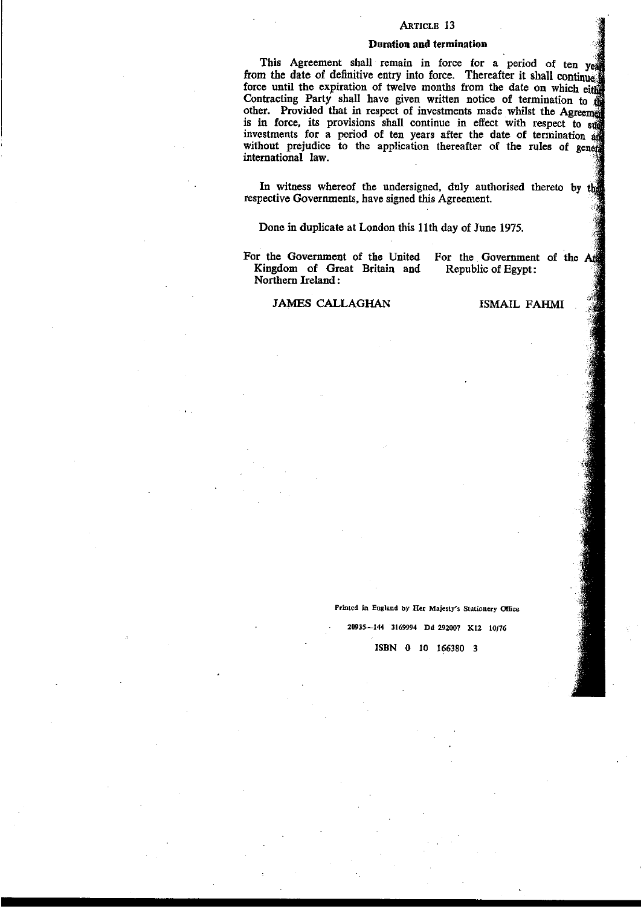ARTICLE 13

**Duration and termination**

This Agreement shall remain in force for a period of ten years from the date of definitive entry into force. Thereafter it shall continue in force until the expiration of twelve months from the date on which either Contracting Party shall have given written notice of termination to the other. Provided that in respect of investments made whilst the Agreement is in force, its provisions shall continue in effect with respect to such investments for a period of ten years after the date of termination and without prejudice to the application thereafter of the rules of general international law.

In witness whereof the undersigned, duly authorised thereto by their respective Governments, have signed this Agreement.

Done in duplicate at London this 11th day of June 1975.

| For the Government of the United Kingdom of Great Britain and Northern Ireland: | For the Government of the Arab Republic of Egypt: |
|---|---|
| JAMES CALLAGHAN | ISMAIL FAHMI |

Printed in England by Her Majesty's Stationery Office

20935—144 3169994 Dd 292007 K12 10/76

ISBN 0 10 166380 3